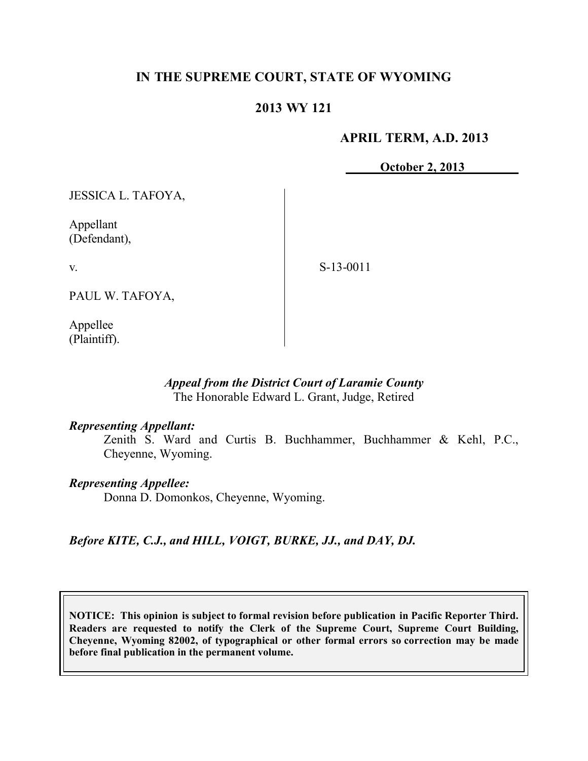# IN THE SUPREME COURT, STATE OF WYOMING

## 2013 WY 121

**APRIL TERM, A.D. 2013**

**October 2, 2013**

JESSICA L. TAFOYA,

Appellant
(Defendant),

v.

S-13-0011

PAUL W. TAFOYA,

Appellee
(Plaintiff).

***Appeal from the District Court of Laramie County***
The Honorable Edward L. Grant, Judge, Retired

***Representing Appellant:***
Zenith S. Ward and Curtis B. Buchhammer, Buchhammer & Kehl, P.C., Cheyenne, Wyoming.

***Representing Appellee:***
Donna D. Domonkos, Cheyenne, Wyoming.

***Before KITE, C.J., and HILL, VOIGT, BURKE, JJ., and DAY, DJ.***

**NOTICE: This opinion is subject to formal revision before publication in Pacific Reporter Third. Readers are requested to notify the Clerk of the Supreme Court, Supreme Court Building, Cheyenne, Wyoming 82002, of typographical or other formal errors so correction may be made before final publication in the permanent volume.**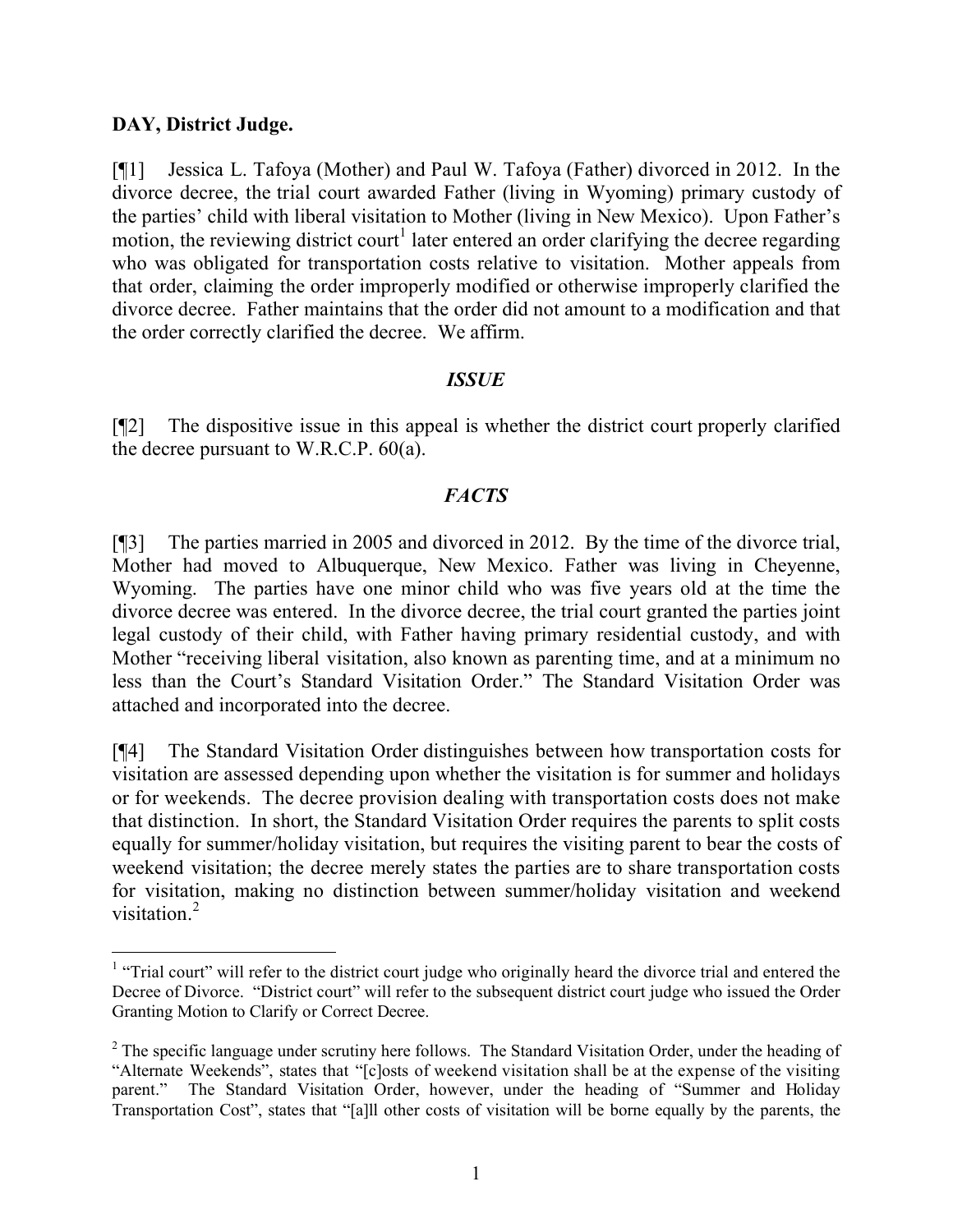**DAY, District Judge.**

[¶1] Jessica L. Tafoya (Mother) and Paul W. Tafoya (Father) divorced in 2012. In the divorce decree, the trial court awarded Father (living in Wyoming) primary custody of the parties' child with liberal visitation to Mother (living in New Mexico). Upon Father's motion, the reviewing district court[1] later entered an order clarifying the decree regarding who was obligated for transportation costs relative to visitation. Mother appeals from that order, claiming the order improperly modified or otherwise improperly clarified the divorce decree. Father maintains that the order did not amount to a modification and that the order correctly clarified the decree. We affirm.

## *ISSUE*

[¶2] The dispositive issue in this appeal is whether the district court properly clarified the decree pursuant to W.R.C.P. 60(a).

## *FACTS*

[¶3] The parties married in 2005 and divorced in 2012. By the time of the divorce trial, Mother had moved to Albuquerque, New Mexico. Father was living in Cheyenne, Wyoming. The parties have one minor child who was five years old at the time the divorce decree was entered. In the divorce decree, the trial court granted the parties joint legal custody of their child, with Father having primary residential custody, and with Mother "receiving liberal visitation, also known as parenting time, and at a minimum no less than the Court's Standard Visitation Order." The Standard Visitation Order was attached and incorporated into the decree.

[¶4] The Standard Visitation Order distinguishes between how transportation costs for visitation are assessed depending upon whether the visitation is for summer and holidays or for weekends. The decree provision dealing with transportation costs does not make that distinction. In short, the Standard Visitation Order requires the parents to split costs equally for summer/holiday visitation, but requires the visiting parent to bear the costs of weekend visitation; the decree merely states the parties are to share transportation costs for visitation, making no distinction between summer/holiday visitation and weekend visitation.[2]

---

[1] "Trial court" will refer to the district court judge who originally heard the divorce trial and entered the Decree of Divorce. "District court" will refer to the subsequent district court judge who issued the Order Granting Motion to Clarify or Correct Decree.

[2] The specific language under scrutiny here follows. The Standard Visitation Order, under the heading of "Alternate Weekends", states that "[c]osts of weekend visitation shall be at the expense of the visiting parent." The Standard Visitation Order, however, under the heading of "Summer and Holiday Transportation Cost", states that "[a]ll other costs of visitation will be borne equally by the parents, the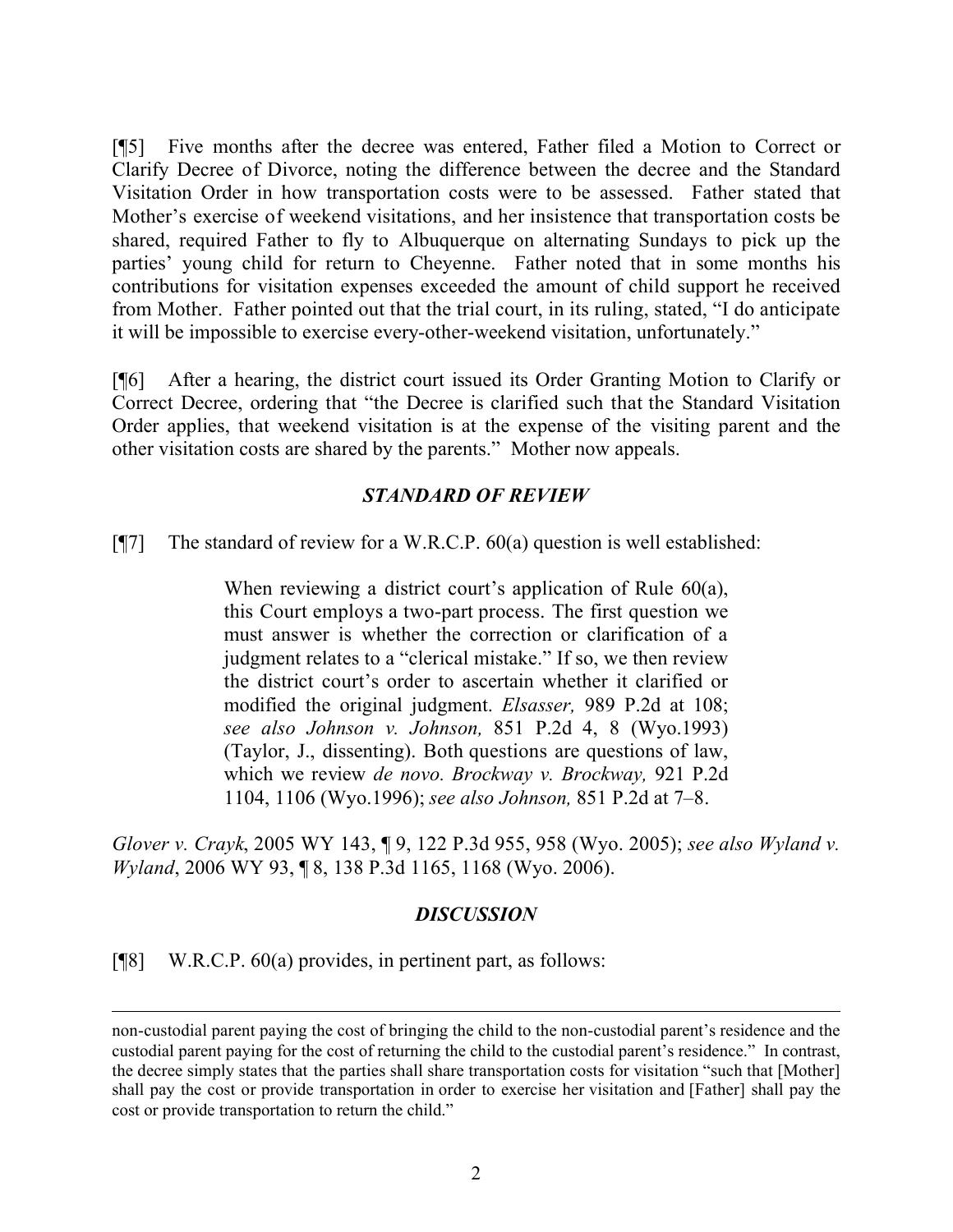[¶5] Five months after the decree was entered, Father filed a Motion to Correct or Clarify Decree of Divorce, noting the difference between the decree and the Standard Visitation Order in how transportation costs were to be assessed. Father stated that Mother's exercise of weekend visitations, and her insistence that transportation costs be shared, required Father to fly to Albuquerque on alternating Sundays to pick up the parties' young child for return to Cheyenne. Father noted that in some months his contributions for visitation expenses exceeded the amount of child support he received from Mother. Father pointed out that the trial court, in its ruling, stated, "I do anticipate it will be impossible to exercise every-other-weekend visitation, unfortunately."

[¶6] After a hearing, the district court issued its Order Granting Motion to Clarify or Correct Decree, ordering that "the Decree is clarified such that the Standard Visitation Order applies, that weekend visitation is at the expense of the visiting parent and the other visitation costs are shared by the parents." Mother now appeals.

## *STANDARD OF REVIEW*

[¶7] The standard of review for a W.R.C.P. 60(a) question is well established:

> When reviewing a district court's application of Rule 60(a), this Court employs a two-part process. The first question we must answer is whether the correction or clarification of a judgment relates to a "clerical mistake." If so, we then review the district court's order to ascertain whether it clarified or modified the original judgment. *Elsasser,* 989 P.2d at 108; *see also Johnson v. Johnson,* 851 P.2d 4, 8 (Wyo.1993) (Taylor, J., dissenting). Both questions are questions of law, which we review *de novo. Brockway v. Brockway,* 921 P.2d 1104, 1106 (Wyo.1996); *see also Johnson,* 851 P.2d at 7–8.

*Glover v. Crayk*, 2005 WY 143, ¶ 9, 122 P.3d 955, 958 (Wyo. 2005); *see also Wyland v. Wyland*, 2006 WY 93, ¶ 8, 138 P.3d 1165, 1168 (Wyo. 2006).

## *DISCUSSION*

[¶8] W.R.C.P. 60(a) provides, in pertinent part, as follows:

---

non-custodial parent paying the cost of bringing the child to the non-custodial parent's residence and the custodial parent paying for the cost of returning the child to the custodial parent's residence." In contrast, the decree simply states that the parties shall share transportation costs for visitation "such that [Mother] shall pay the cost or provide transportation in order to exercise her visitation and [Father] shall pay the cost or provide transportation to return the child."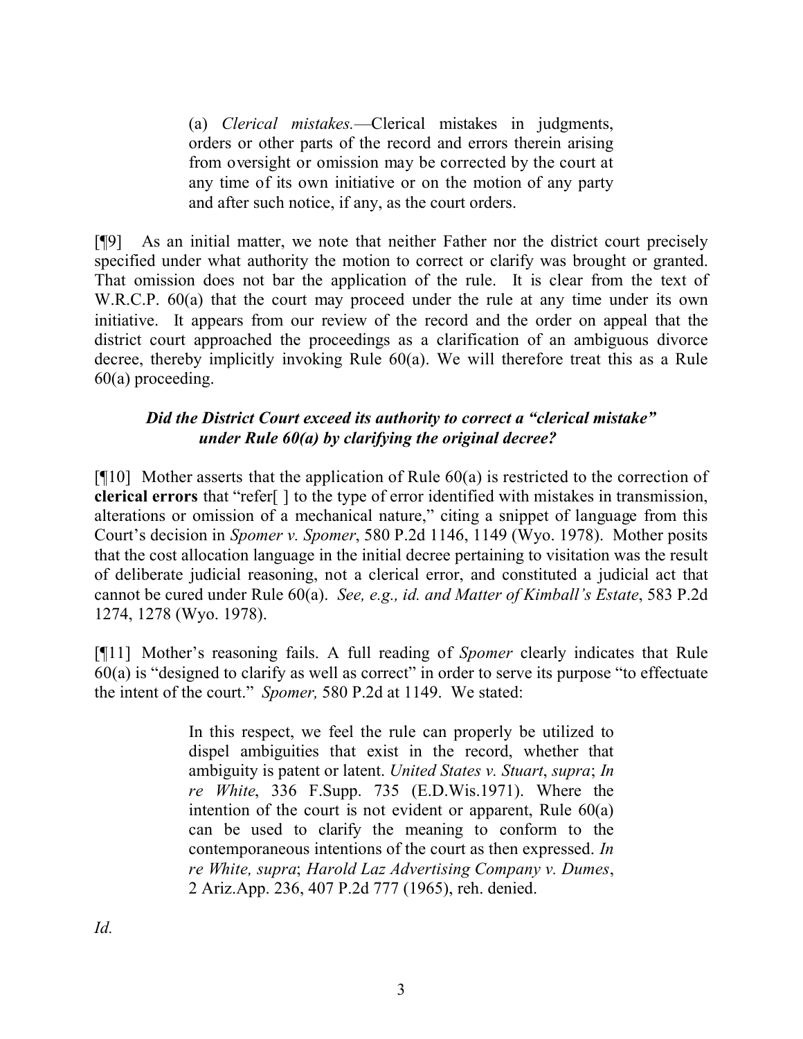> (a) *Clerical mistakes.*—Clerical mistakes in judgments, orders or other parts of the record and errors therein arising from oversight or omission may be corrected by the court at any time of its own initiative or on the motion of any party and after such notice, if any, as the court orders.

[¶9] As an initial matter, we note that neither Father nor the district court precisely specified under what authority the motion to correct or clarify was brought or granted. That omission does not bar the application of the rule. It is clear from the text of W.R.C.P. 60(a) that the court may proceed under the rule at any time under its own initiative. It appears from our review of the record and the order on appeal that the district court approached the proceedings as a clarification of an ambiguous divorce decree, thereby implicitly invoking Rule 60(a). We will therefore treat this as a Rule 60(a) proceeding.

***Did the District Court exceed its authority to correct a "clerical mistake" under Rule 60(a) by clarifying the original decree?***

[¶10] Mother asserts that the application of Rule 60(a) is restricted to the correction of **clerical errors** that "refer[ ] to the type of error identified with mistakes in transmission, alterations or omission of a mechanical nature," citing a snippet of language from this Court's decision in *Spomer v. Spomer*, 580 P.2d 1146, 1149 (Wyo. 1978). Mother posits that the cost allocation language in the initial decree pertaining to visitation was the result of deliberate judicial reasoning, not a clerical error, and constituted a judicial act that cannot be cured under Rule 60(a). *See, e.g., id. and Matter of Kimball's Estate*, 583 P.2d 1274, 1278 (Wyo. 1978).

[¶11] Mother's reasoning fails. A full reading of *Spomer* clearly indicates that Rule 60(a) is "designed to clarify as well as correct" in order to serve its purpose "to effectuate the intent of the court." *Spomer,* 580 P.2d at 1149. We stated:

> In this respect, we feel the rule can properly be utilized to dispel ambiguities that exist in the record, whether that ambiguity is patent or latent. *United States v. Stuart*, *supra*; *In re White*, 336 F.Supp. 735 (E.D.Wis.1971). Where the intention of the court is not evident or apparent, Rule 60(a) can be used to clarify the meaning to conform to the contemporaneous intentions of the court as then expressed. *In re White, supra*; *Harold Laz Advertising Company v. Dumes*, 2 Ariz.App. 236, 407 P.2d 777 (1965), reh. denied.

*Id.*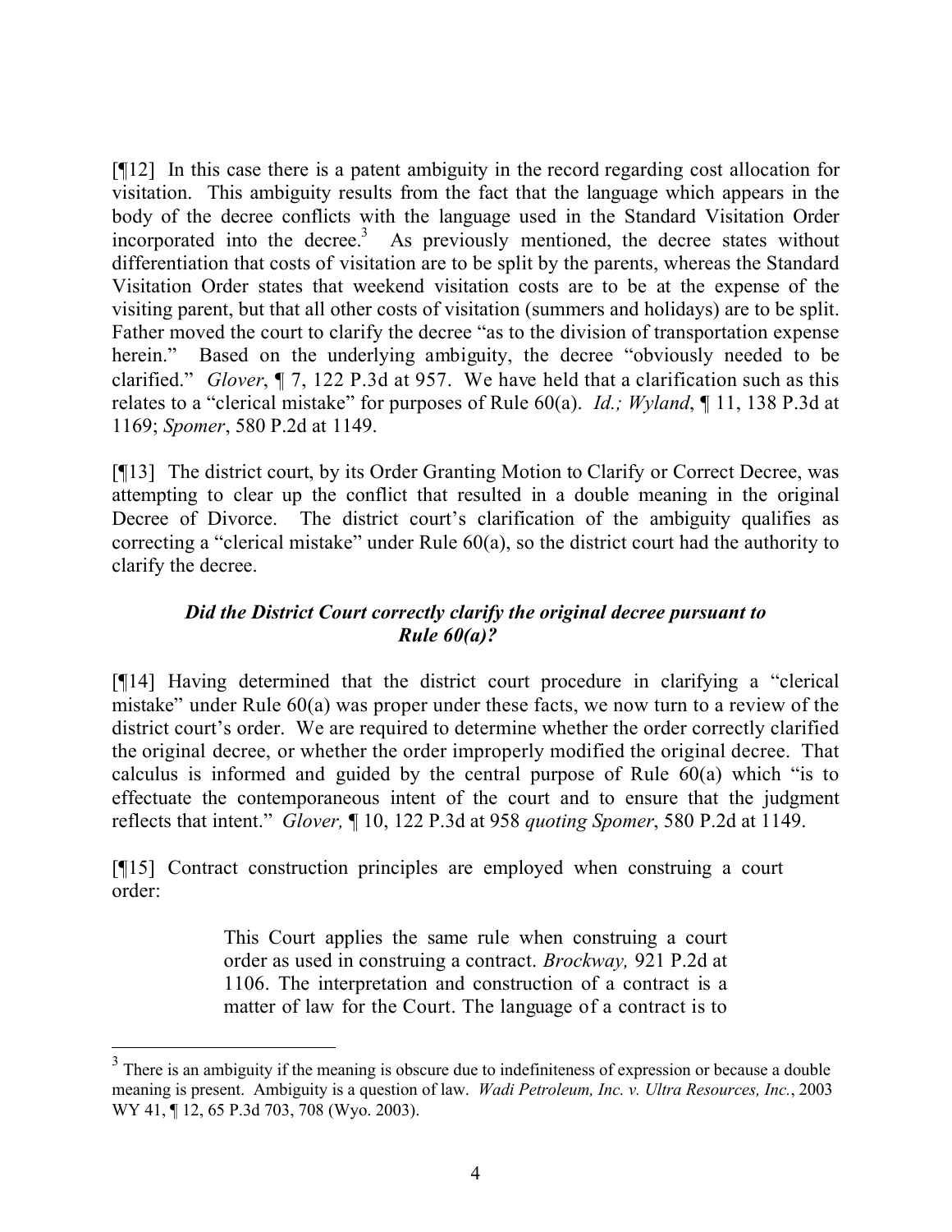[¶12] In this case there is a patent ambiguity in the record regarding cost allocation for visitation. This ambiguity results from the fact that the language which appears in the body of the decree conflicts with the language used in the Standard Visitation Order incorporated into the decree.[3] As previously mentioned, the decree states without differentiation that costs of visitation are to be split by the parents, whereas the Standard Visitation Order states that weekend visitation costs are to be at the expense of the visiting parent, but that all other costs of visitation (summers and holidays) are to be split. Father moved the court to clarify the decree "as to the division of transportation expense herein." Based on the underlying ambiguity, the decree "obviously needed to be clarified." *Glover*, ¶ 7, 122 P.3d at 957. We have held that a clarification such as this relates to a "clerical mistake" for purposes of Rule 60(a). *Id.; Wyland*, ¶ 11, 138 P.3d at 1169; *Spomer*, 580 P.2d at 1149.

[¶13] The district court, by its Order Granting Motion to Clarify or Correct Decree, was attempting to clear up the conflict that resulted in a double meaning in the original Decree of Divorce. The district court's clarification of the ambiguity qualifies as correcting a "clerical mistake" under Rule 60(a), so the district court had the authority to clarify the decree.

***Did the District Court correctly clarify the original decree pursuant to Rule 60(a)?***

[¶14] Having determined that the district court procedure in clarifying a "clerical mistake" under Rule 60(a) was proper under these facts, we now turn to a review of the district court's order. We are required to determine whether the order correctly clarified the original decree, or whether the order improperly modified the original decree. That calculus is informed and guided by the central purpose of Rule 60(a) which "is to effectuate the contemporaneous intent of the court and to ensure that the judgment reflects that intent." *Glover,* ¶ 10, 122 P.3d at 958 *quoting Spomer*, 580 P.2d at 1149.

[¶15] Contract construction principles are employed when construing a court order:

> This Court applies the same rule when construing a court order as used in construing a contract. *Brockway,* 921 P.2d at 1106. The interpretation and construction of a contract is a matter of law for the Court. The language of a contract is to

---

[3] There is an ambiguity if the meaning is obscure due to indefiniteness of expression or because a double meaning is present. Ambiguity is a question of law. *Wadi Petroleum, Inc. v. Ultra Resources, Inc.*, 2003 WY 41, ¶ 12, 65 P.3d 703, 708 (Wyo. 2003).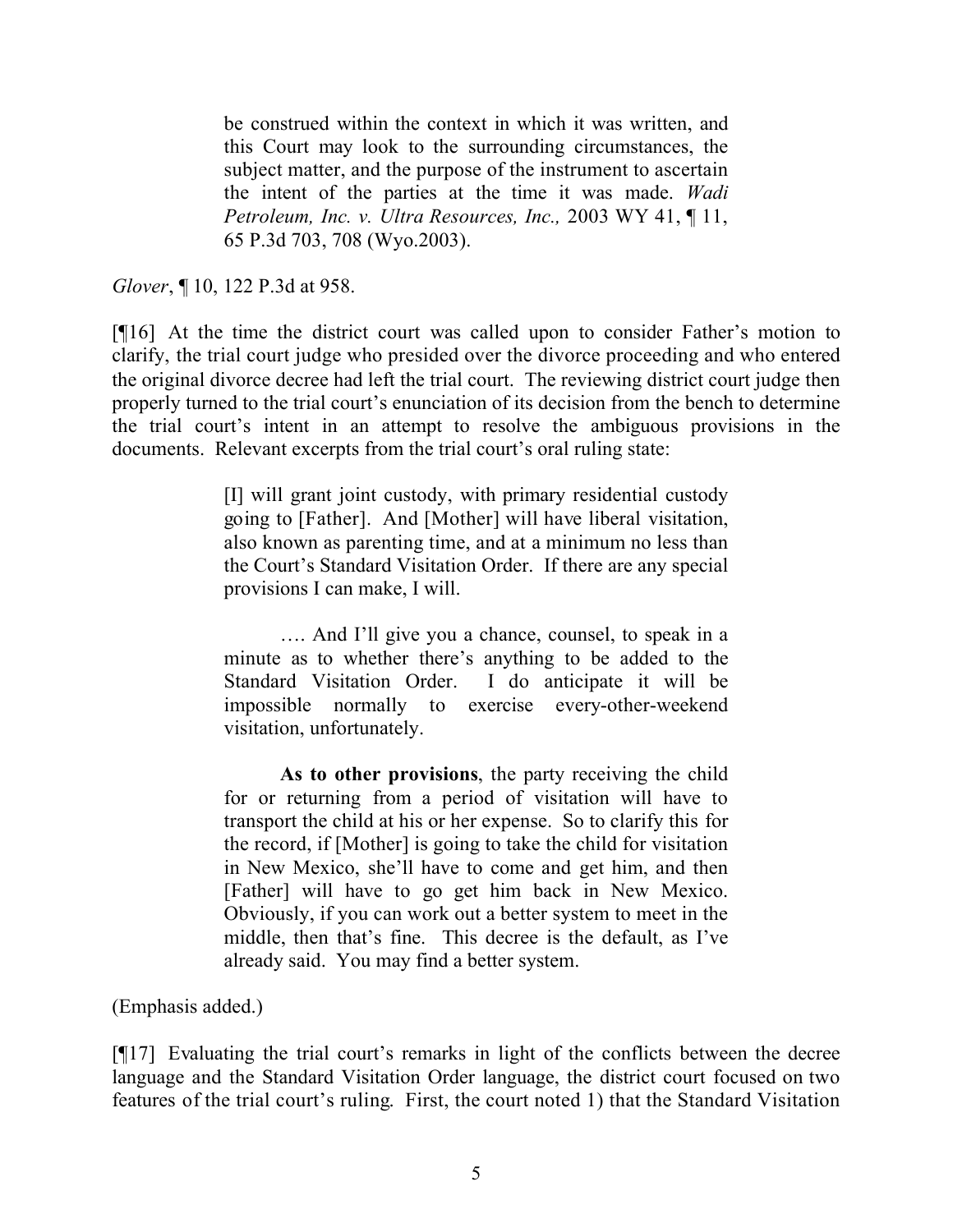> be construed within the context in which it was written, and this Court may look to the surrounding circumstances, the subject matter, and the purpose of the instrument to ascertain the intent of the parties at the time it was made. *Wadi Petroleum, Inc. v. Ultra Resources, Inc.,* 2003 WY 41, ¶ 11, 65 P.3d 703, 708 (Wyo.2003).

*Glover*, ¶ 10, 122 P.3d at 958.

[¶16] At the time the district court was called upon to consider Father's motion to clarify, the trial court judge who presided over the divorce proceeding and who entered the original divorce decree had left the trial court. The reviewing district court judge then properly turned to the trial court's enunciation of its decision from the bench to determine the trial court's intent in an attempt to resolve the ambiguous provisions in the documents. Relevant excerpts from the trial court's oral ruling state:

> [I] will grant joint custody, with primary residential custody going to [Father]. And [Mother] will have liberal visitation, also known as parenting time, and at a minimum no less than the Court's Standard Visitation Order. If there are any special provisions I can make, I will.
>
> …. And I'll give you a chance, counsel, to speak in a minute as to whether there's anything to be added to the Standard Visitation Order. I do anticipate it will be impossible normally to exercise every-other-weekend visitation, unfortunately.
>
> **As to other provisions**, the party receiving the child for or returning from a period of visitation will have to transport the child at his or her expense. So to clarify this for the record, if [Mother] is going to take the child for visitation in New Mexico, she'll have to come and get him, and then [Father] will have to go get him back in New Mexico. Obviously, if you can work out a better system to meet in the middle, then that's fine. This decree is the default, as I've already said. You may find a better system.

(Emphasis added.)

[¶17] Evaluating the trial court's remarks in light of the conflicts between the decree language and the Standard Visitation Order language, the district court focused on two features of the trial court's ruling. First, the court noted 1) that the Standard Visitation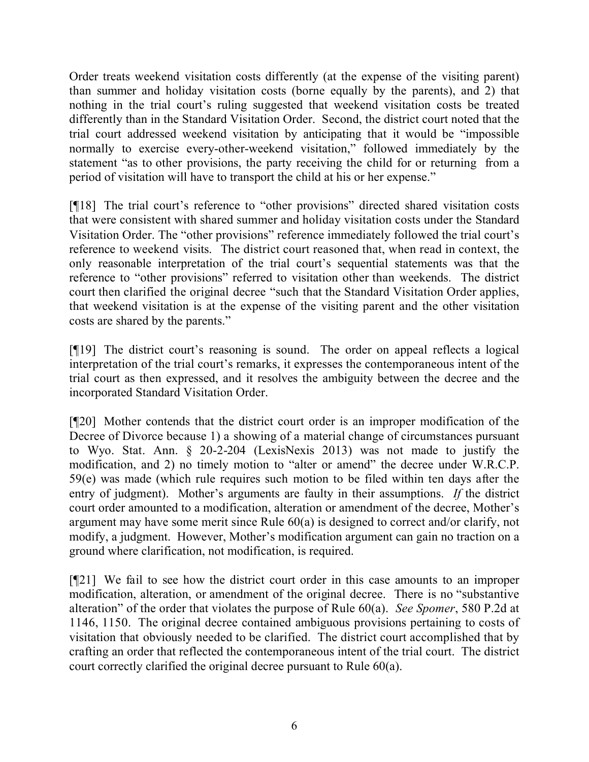Order treats weekend visitation costs differently (at the expense of the visiting parent) than summer and holiday visitation costs (borne equally by the parents), and 2) that nothing in the trial court's ruling suggested that weekend visitation costs be treated differently than in the Standard Visitation Order. Second, the district court noted that the trial court addressed weekend visitation by anticipating that it would be "impossible normally to exercise every-other-weekend visitation," followed immediately by the statement "as to other provisions, the party receiving the child for or returning from a period of visitation will have to transport the child at his or her expense."

[¶18] The trial court's reference to "other provisions" directed shared visitation costs that were consistent with shared summer and holiday visitation costs under the Standard Visitation Order. The "other provisions" reference immediately followed the trial court's reference to weekend visits. The district court reasoned that, when read in context, the only reasonable interpretation of the trial court's sequential statements was that the reference to "other provisions" referred to visitation other than weekends. The district court then clarified the original decree "such that the Standard Visitation Order applies, that weekend visitation is at the expense of the visiting parent and the other visitation costs are shared by the parents."

[¶19] The district court's reasoning is sound. The order on appeal reflects a logical interpretation of the trial court's remarks, it expresses the contemporaneous intent of the trial court as then expressed, and it resolves the ambiguity between the decree and the incorporated Standard Visitation Order.

[¶20] Mother contends that the district court order is an improper modification of the Decree of Divorce because 1) a showing of a material change of circumstances pursuant to Wyo. Stat. Ann. § 20-2-204 (LexisNexis 2013) was not made to justify the modification, and 2) no timely motion to "alter or amend" the decree under W.R.C.P. 59(e) was made (which rule requires such motion to be filed within ten days after the entry of judgment). Mother's arguments are faulty in their assumptions. *If* the district court order amounted to a modification, alteration or amendment of the decree, Mother's argument may have some merit since Rule 60(a) is designed to correct and/or clarify, not modify, a judgment. However, Mother's modification argument can gain no traction on a ground where clarification, not modification, is required.

[¶21] We fail to see how the district court order in this case amounts to an improper modification, alteration, or amendment of the original decree. There is no "substantive alteration" of the order that violates the purpose of Rule 60(a). *See Spomer*, 580 P.2d at 1146, 1150. The original decree contained ambiguous provisions pertaining to costs of visitation that obviously needed to be clarified. The district court accomplished that by crafting an order that reflected the contemporaneous intent of the trial court. The district court correctly clarified the original decree pursuant to Rule 60(a).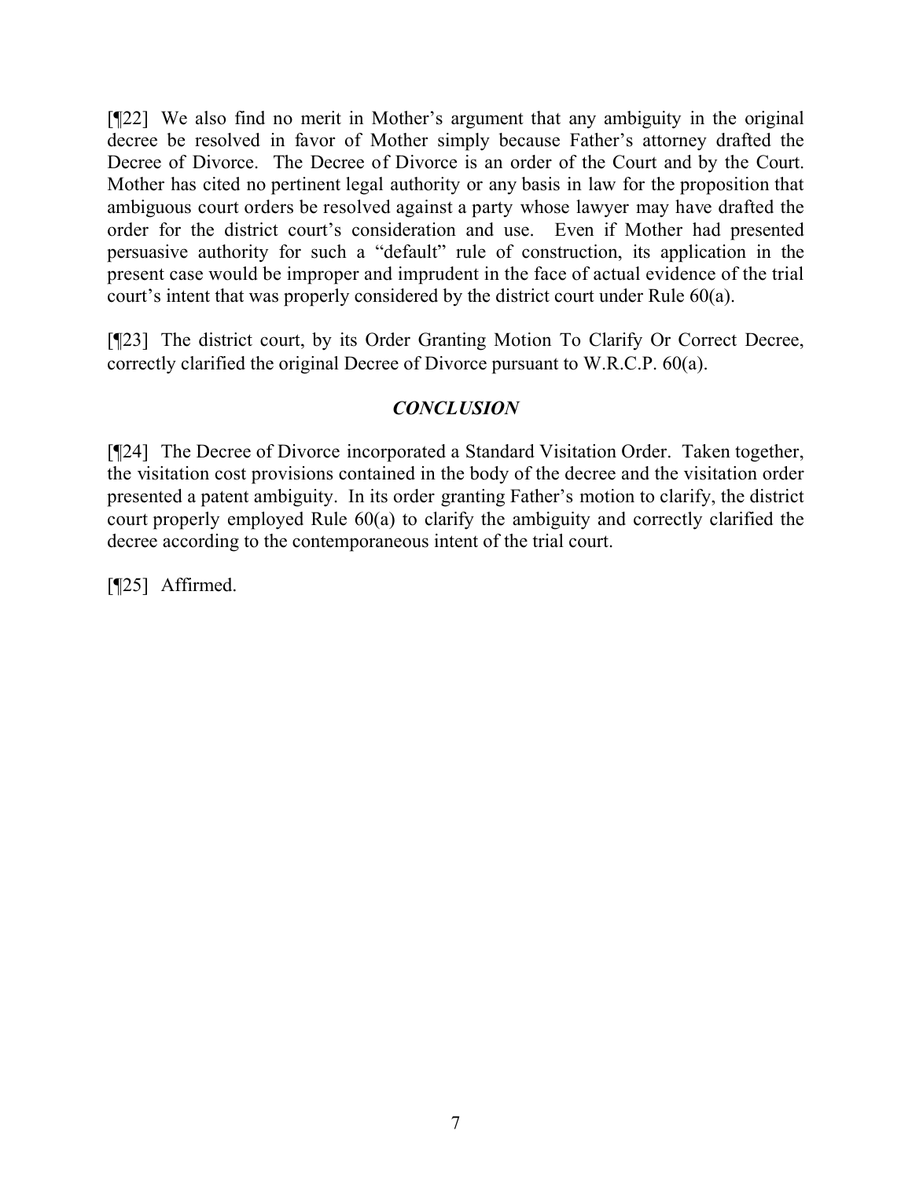[¶22] We also find no merit in Mother's argument that any ambiguity in the original decree be resolved in favor of Mother simply because Father's attorney drafted the Decree of Divorce. The Decree of Divorce is an order of the Court and by the Court. Mother has cited no pertinent legal authority or any basis in law for the proposition that ambiguous court orders be resolved against a party whose lawyer may have drafted the order for the district court's consideration and use. Even if Mother had presented persuasive authority for such a "default" rule of construction, its application in the present case would be improper and imprudent in the face of actual evidence of the trial court's intent that was properly considered by the district court under Rule 60(a).

[¶23] The district court, by its Order Granting Motion To Clarify Or Correct Decree, correctly clarified the original Decree of Divorce pursuant to W.R.C.P. 60(a).

## *CONCLUSION*

[¶24] The Decree of Divorce incorporated a Standard Visitation Order. Taken together, the visitation cost provisions contained in the body of the decree and the visitation order presented a patent ambiguity. In its order granting Father's motion to clarify, the district court properly employed Rule 60(a) to clarify the ambiguity and correctly clarified the decree according to the contemporaneous intent of the trial court.

[¶25] Affirmed.